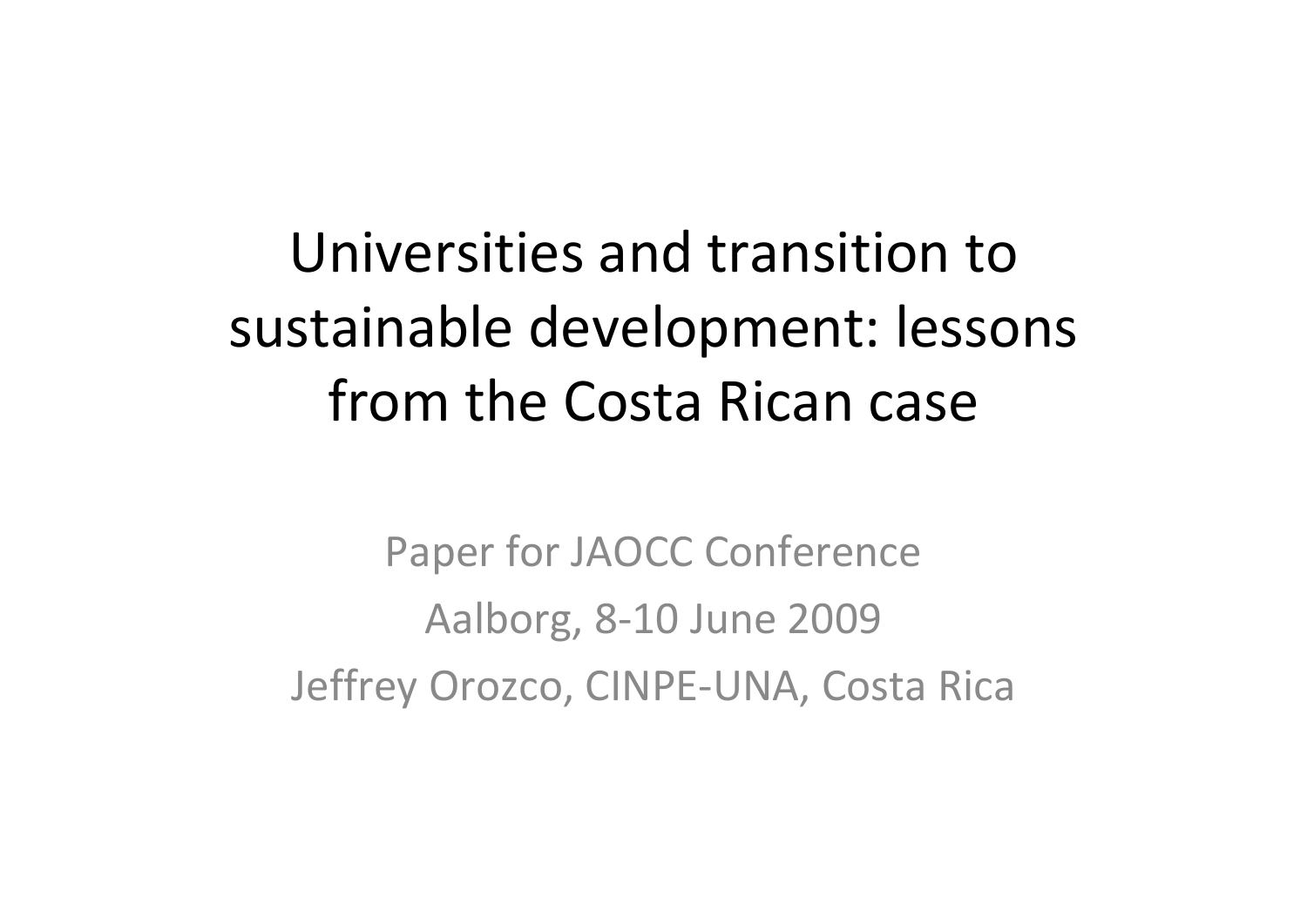# Universities and transition to sustainable development: lessons from the Costa Rican case

Paper for JAOCC Conference

Aalborg, 8-10 June 2009

Jeffrey Orozco, CINPE-UNA, Costa Rica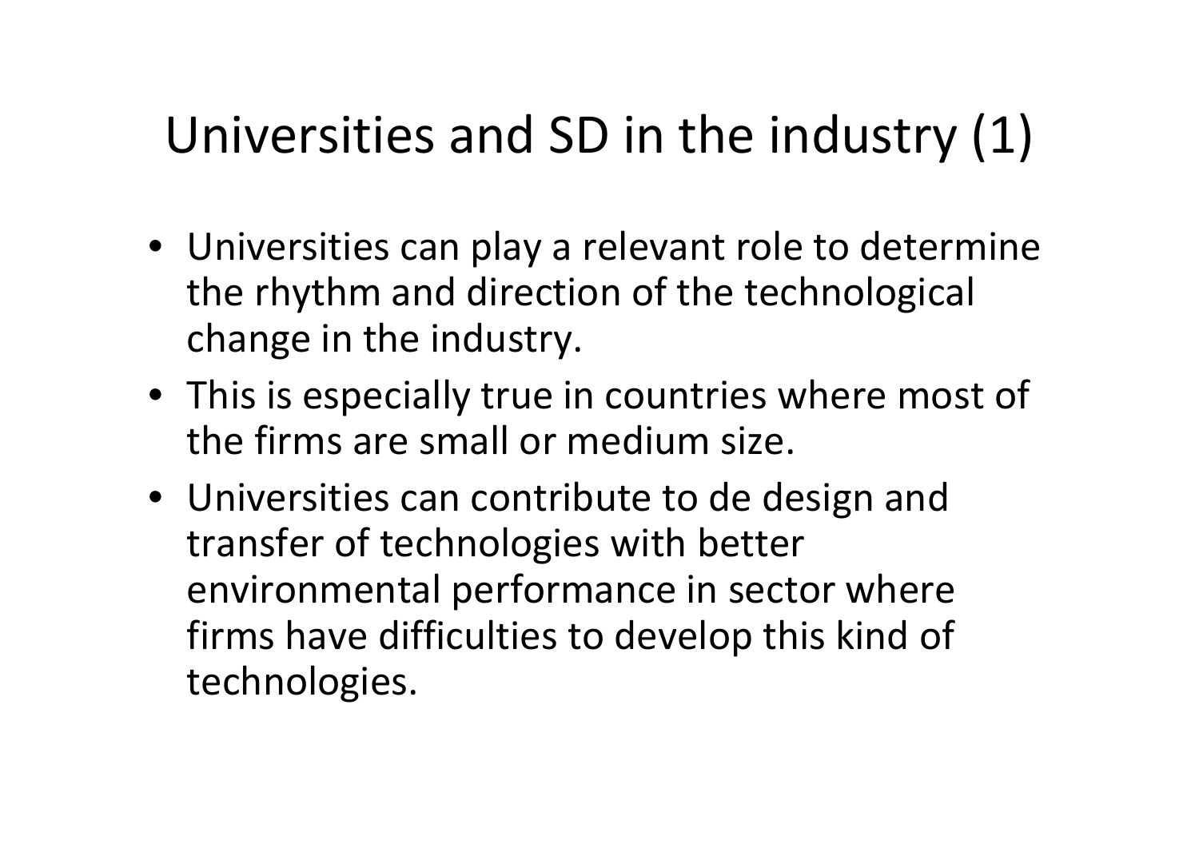# Universities and SD in the industry (1)

- Universities can play a relevant role to determine the rhythm and direction of the technological change in the industry.
- This is especially true in countries where most of the firms are small or medium size.
- Universities can contribute to de design and transfer of technologies with better environmental performance in sector where firms have difficulties to develop this kind of technologies.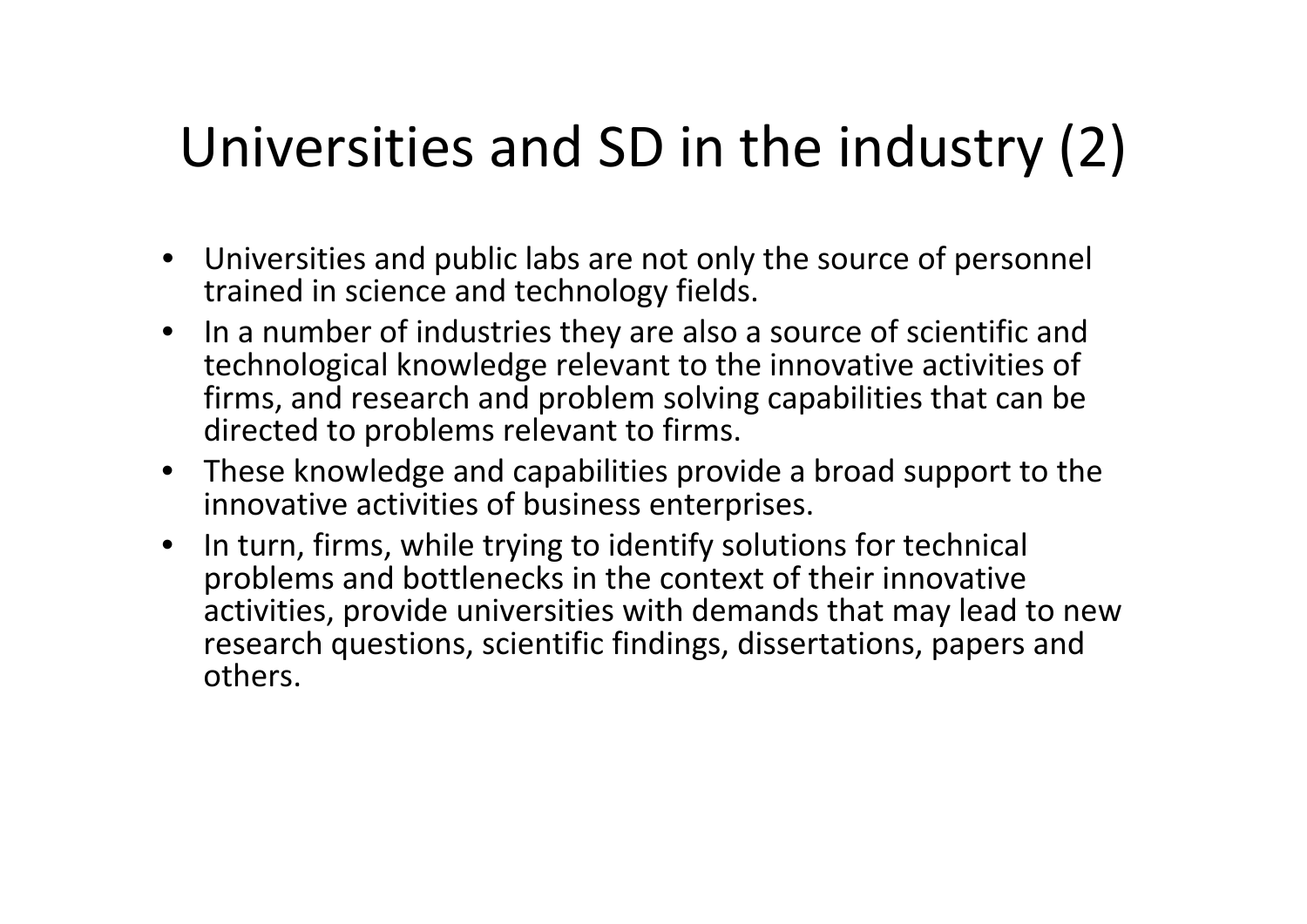# Universities and SD in the industry (2)

- Universities and public labs are not only the source of personnel trained in science and technology fields.
- In a number of industries they are also a source of scientific and technological knowledge relevant to the innovative activities of firms, and research and problem solving capabilities that can be directed to problems relevant to firms.
- These knowledge and capabilities provide a broad support to the innovative activities of business enterprises.
- In turn, firms, while trying to identify solutions for technical problems and bottlenecks in the context of their innovative activities, provide universities with demands that may lead to new research questions, scientific findings, dissertations, papers and others.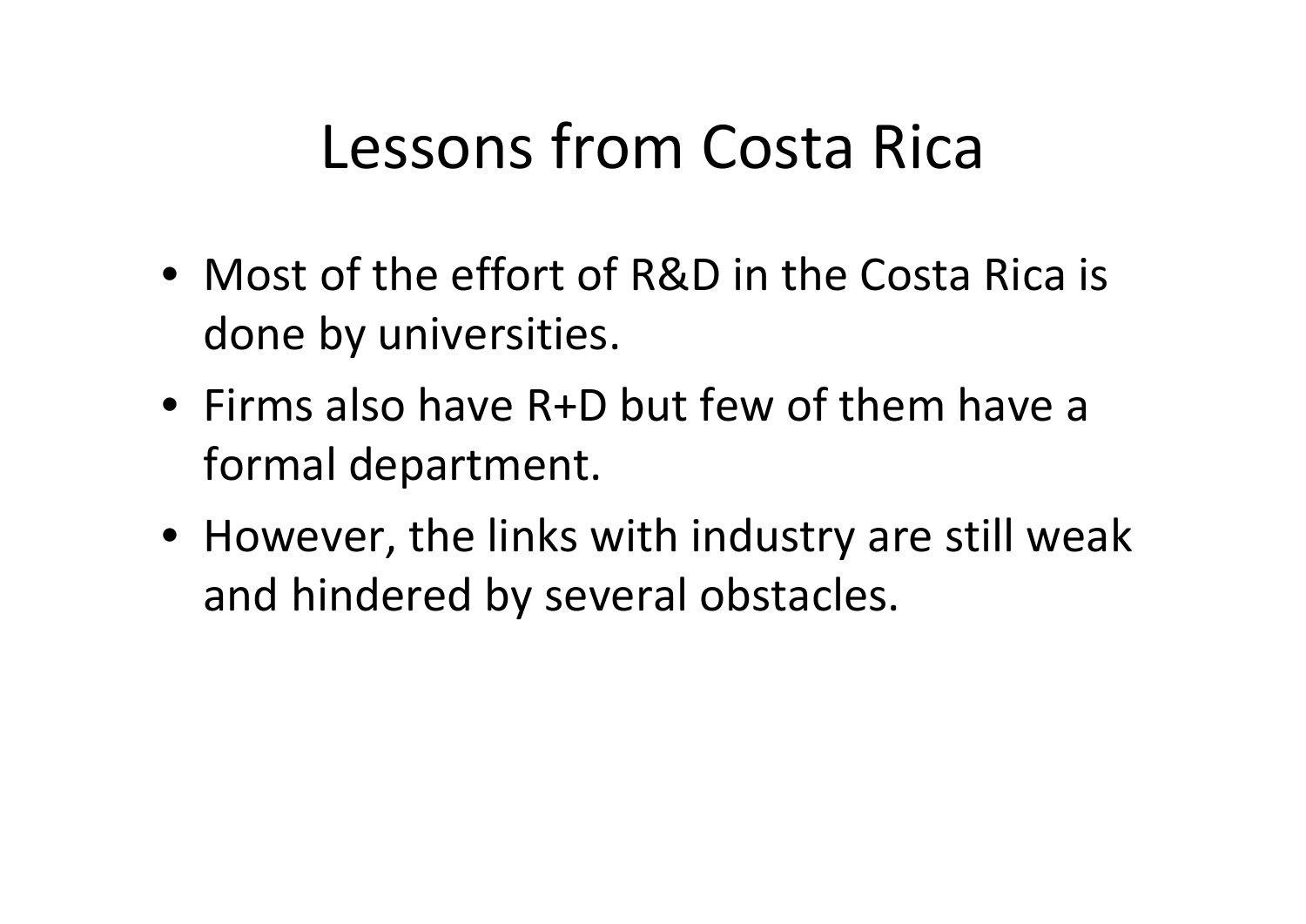# Lessons from Costa Rica

- Most of the effort of R&D in the Costa Rica is done by universities.
- Firms also have R+D but few of them have a formal department.
- However, the links with industry are still weak and hindered by several obstacles.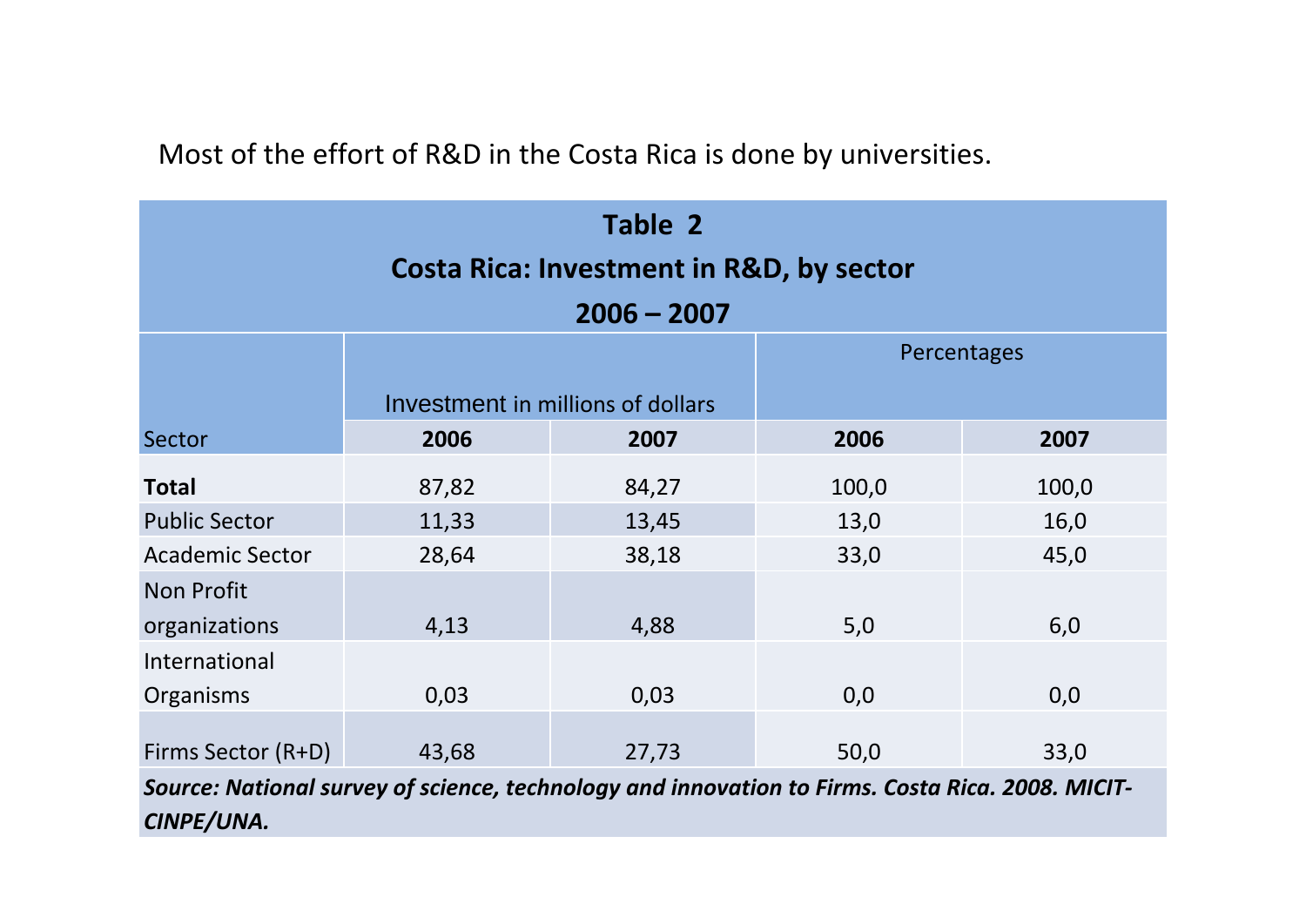Most of the effort of R&D in the Costa Rica is done by universities.

**Table 2**
**Costa Rica: Investment in R&D, by sector**
**2006 – 2007**

| Sector | Investment in millions of dollars | | Percentages | |
|---|---|---|---|---|
| | **2006** | **2007** | **2006** | **2007** |
| **Total** | 87,82 | 84,27 | 100,0 | 100,0 |
| Public Sector | 11,33 | 13,45 | 13,0 | 16,0 |
| Academic Sector | 28,64 | 38,18 | 33,0 | 45,0 |
| Non Profit organizations | 4,13 | 4,88 | 5,0 | 6,0 |
| International Organisms | 0,03 | 0,03 | 0,0 | 0,0 |
| Firms Sector (R+D) | 43,68 | 27,73 | 50,0 | 33,0 |

***Source: National survey of science, technology and innovation to Firms. Costa Rica. 2008. MICIT-CINPE/UNA.***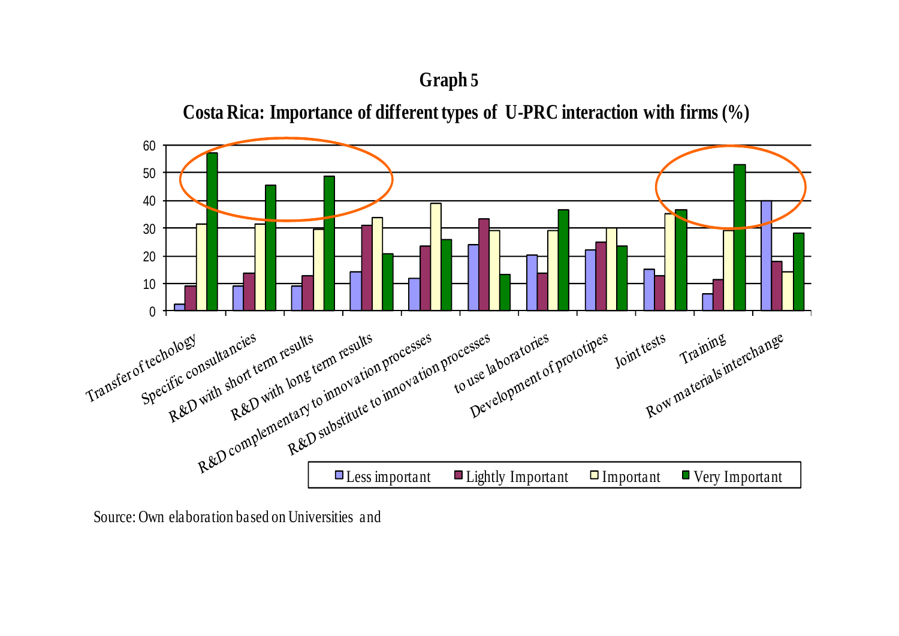**Graph 5**

**Costa Rica: Importance of different types of U-PRC interaction with firms (%)**

Source: Own elaboration based on Universities and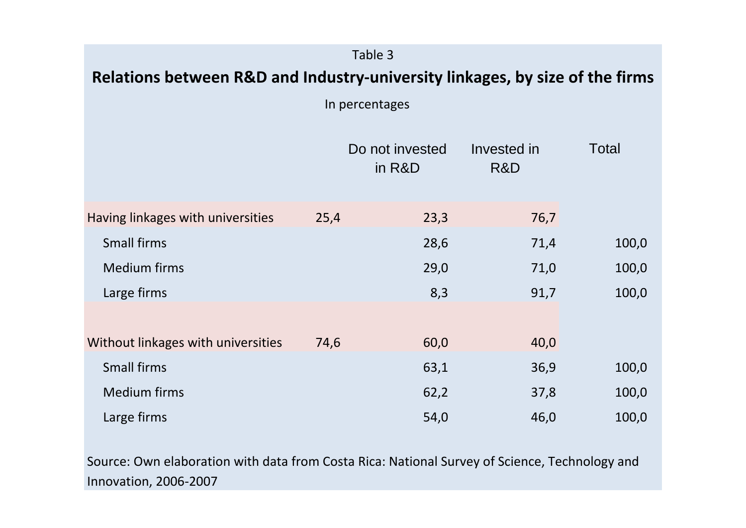Table 3

**Relations between R&D and Industry-university linkages, by size of the firms**

In percentages

| | | Do not invested in R&D | Invested in R&D | Total |
|---|---|---|---|---|
| Having linkages with universities | 25,4 | 23,3 | 76,7 | |
| Small firms | | 28,6 | 71,4 | 100,0 |
| Medium firms | | 29,0 | 71,0 | 100,0 |
| Large firms | | 8,3 | 91,7 | 100,0 |
| | | | | |
| Without linkages with universities | 74,6 | 60,0 | 40,0 | |
| Small firms | | 63,1 | 36,9 | 100,0 |
| Medium firms | | 62,2 | 37,8 | 100,0 |
| Large firms | | 54,0 | 46,0 | 100,0 |

Source: Own elaboration with data from Costa Rica: National Survey of Science, Technology and Innovation, 2006-2007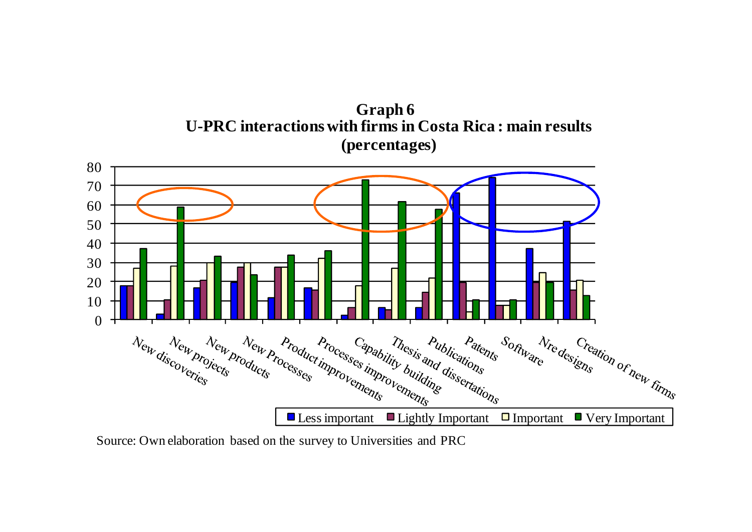**Graph 6**
**U-PRC interactions with firms in Costa Rica : main results**
**(percentages)**

Categories: New discoveries, New projects, New products, New Processes, Product improvements, Processes improvements, Capability building, Thesis and dissertations, Publications, Patents, Software, Nre designs, Creation of new firms

Legend: Less important, Lightly Important, Important, Very Important

Source: Own elaboration based on the survey to Universities and PRC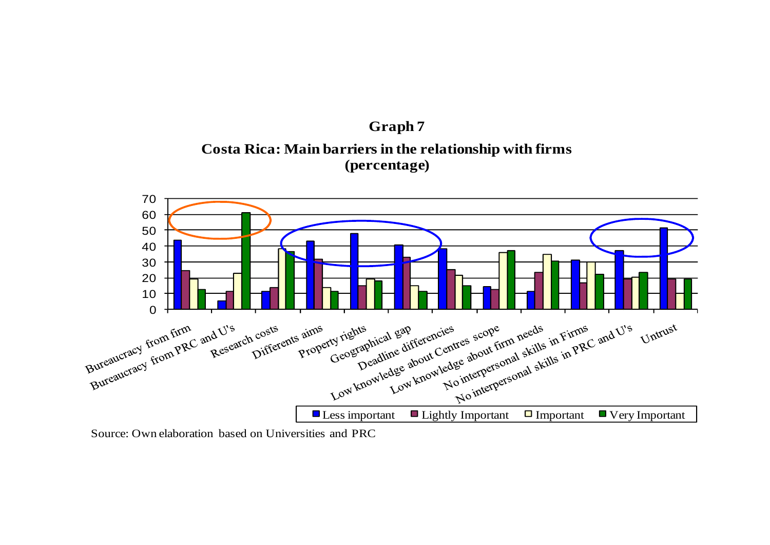**Graph 7**

**Costa Rica: Main barriers in the relationship with firms (percentage)**

Source: Own elaboration based on Universities and PRC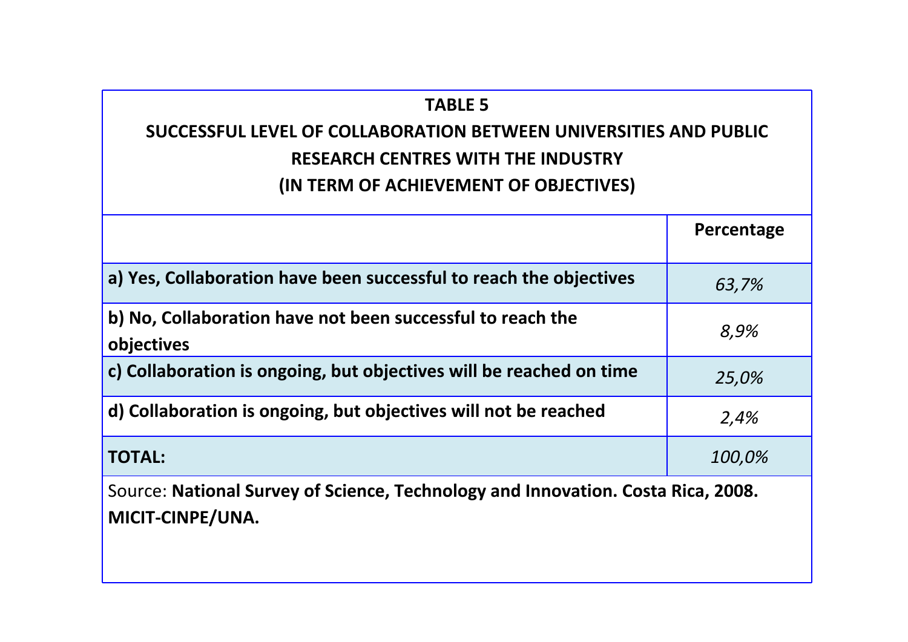**TABLE 5**

**SUCCESSFUL LEVEL OF COLLABORATION BETWEEN UNIVERSITIES AND PUBLIC RESEARCH CENTRES WITH THE INDUSTRY**

**(IN TERM OF ACHIEVEMENT OF OBJECTIVES)**

| | **Percentage** |
|---|---|
| **a) Yes, Collaboration have been successful to reach the objectives** | *63,7%* |
| **b) No, Collaboration have not been successful to reach the objectives** | *8,9%* |
| **c) Collaboration is ongoing, but objectives will be reached on time** | *25,0%* |
| **d) Collaboration is ongoing, but objectives will not be reached** | *2,4%* |
| **TOTAL:** | *100,0%* |

Source: **National Survey of Science, Technology and Innovation. Costa Rica, 2008. MICIT-CINPE/UNA.**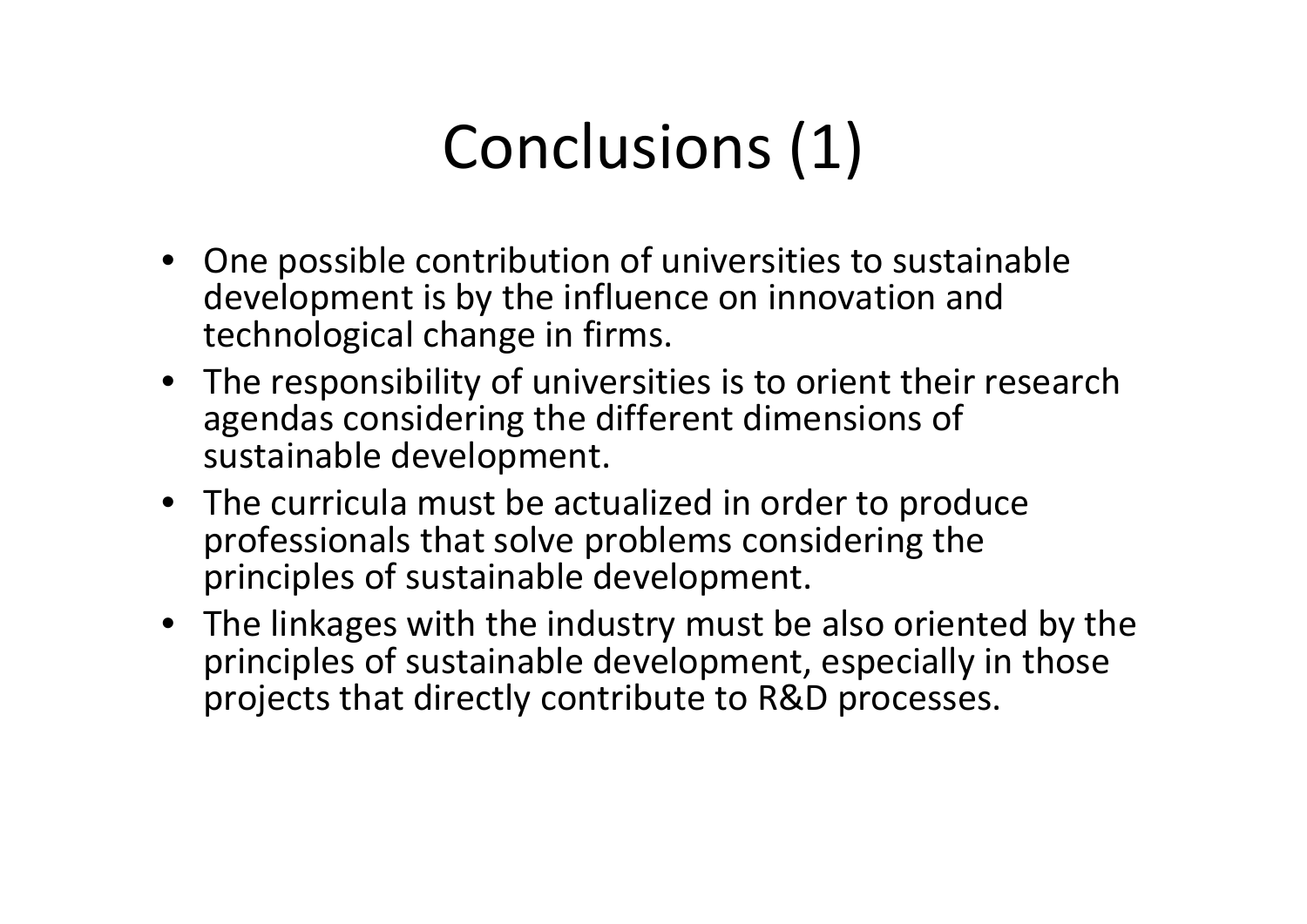# Conclusions (1)

- One possible contribution of universities to sustainable development is by the influence on innovation and technological change in firms.
- The responsibility of universities is to orient their research agendas considering the different dimensions of sustainable development.
- The curricula must be actualized in order to produce professionals that solve problems considering the principles of sustainable development.
- The linkages with the industry must be also oriented by the principles of sustainable development, especially in those projects that directly contribute to R&D processes.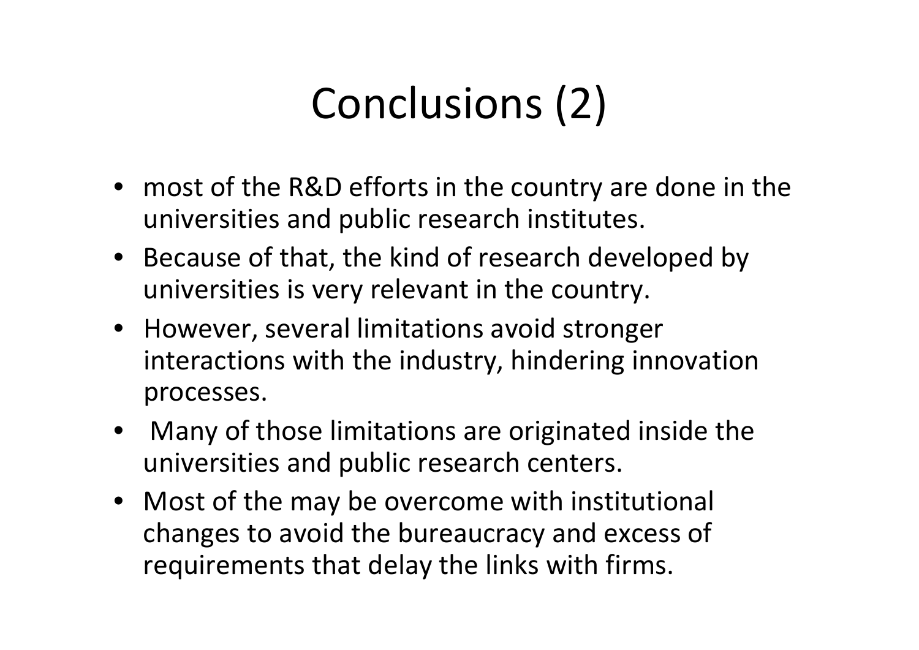# Conclusions (2)

- most of the R&D efforts in the country are done in the universities and public research institutes.
- Because of that, the kind of research developed by universities is very relevant in the country.
- However, several limitations avoid stronger interactions with the industry, hindering innovation processes.
- Many of those limitations are originated inside the universities and public research centers.
- Most of the may be overcome with institutional changes to avoid the bureaucracy and excess of requirements that delay the links with firms.